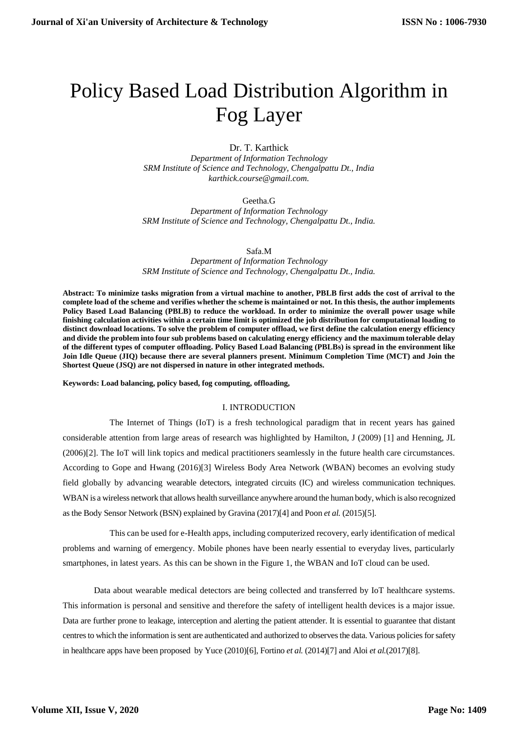# Policy Based Load Distribution Algorithm in Fog Layer

Dr. T. Karthick
*Department of Information Technology*
*SRM Institute of Science and Technology, Chengalpattu Dt., India*
*karthick.course@gmail.com.*

Geetha.G
*Department of Information Technology*
*SRM Institute of Science and Technology, Chengalpattu Dt., India.*

Safa.M
*Department of Information Technology*
*SRM Institute of Science and Technology, Chengalpattu Dt., India.*

**Abstract: To minimize tasks migration from a virtual machine to another, PBLB first adds the cost of arrival to the complete load of the scheme and verifies whether the scheme is maintained or not. In this thesis, the author implements Policy Based Load Balancing (PBLB) to reduce the workload. In order to minimize the overall power usage while finishing calculation activities within a certain time limit is optimized the job distribution for computational loading to distinct download locations. To solve the problem of computer offload, we first define the calculation energy efficiency and divide the problem into four sub problems based on calculating energy efficiency and the maximum tolerable delay of the different types of computer offloading. Policy Based Load Balancing (PBLBs) is spread in the environment like Join Idle Queue (JIQ) because there are several planners present. Minimum Completion Time (MCT) and Join the Shortest Queue (JSQ) are not dispersed in nature in other integrated methods.**

**Keywords: Load balancing, policy based, fog computing, offloading,**

## I. INTRODUCTION

The Internet of Things (IoT) is a fresh technological paradigm that in recent years has gained considerable attention from large areas of research was highlighted by Hamilton, J (2009) [1] and Henning, JL (2006)[2]. The IoT will link topics and medical practitioners seamlessly in the future health care circumstances. According to Gope and Hwang (2016)[3] Wireless Body Area Network (WBAN) becomes an evolving study field globally by advancing wearable detectors, integrated circuits (IC) and wireless communication techniques. WBAN is a wireless network that allows health surveillance anywhere around the human body, which is also recognized as the Body Sensor Network (BSN) explained by Gravina (2017)[4] and Poon *et al.* (2015)[5].

This can be used for e-Health apps, including computerized recovery, early identification of medical problems and warning of emergency. Mobile phones have been nearly essential to everyday lives, particularly smartphones, in latest years. As this can be shown in the Figure 1, the WBAN and IoT cloud can be used.

Data about wearable medical detectors are being collected and transferred by IoT healthcare systems. This information is personal and sensitive and therefore the safety of intelligent health devices is a major issue. Data are further prone to leakage, interception and alerting the patient attender. It is essential to guarantee that distant centres to which the information is sent are authenticated and authorized to observes the data. Various policies for safety in healthcare apps have been proposed by Yuce (2010)[6], Fortino *et al.* (2014)[7] and Aloi *et al.*(2017)[8].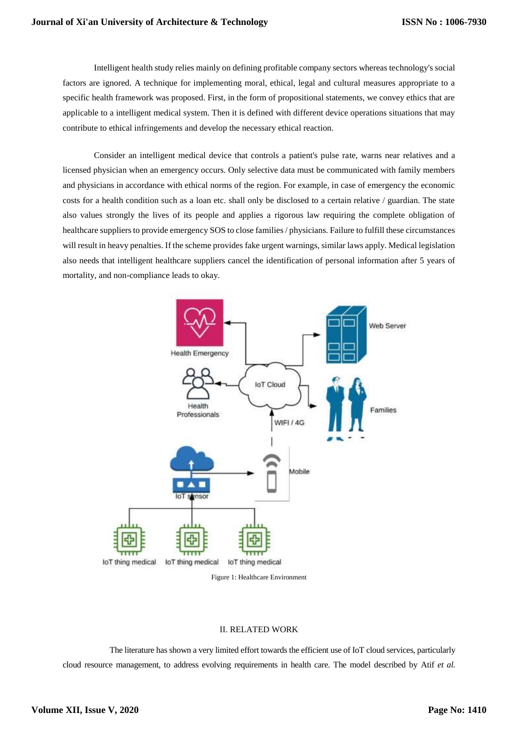Intelligent health study relies mainly on defining profitable company sectors whereas technology's social factors are ignored. A technique for implementing moral, ethical, legal and cultural measures appropriate to a specific health framework was proposed. First, in the form of propositional statements, we convey ethics that are applicable to a intelligent medical system. Then it is defined with different device operations situations that may contribute to ethical infringements and develop the necessary ethical reaction.

Consider an intelligent medical device that controls a patient's pulse rate, warns near relatives and a licensed physician when an emergency occurs. Only selective data must be communicated with family members and physicians in accordance with ethical norms of the region. For example, in case of emergency the economic costs for a health condition such as a loan etc. shall only be disclosed to a certain relative / guardian. The state also values strongly the lives of its people and applies a rigorous law requiring the complete obligation of healthcare suppliers to provide emergency SOS to close families / physicians. Failure to fulfill these circumstances will result in heavy penalties. If the scheme provides fake urgent warnings, similar laws apply. Medical legislation also needs that intelligent healthcare suppliers cancel the identification of personal information after 5 years of mortality, and non-compliance leads to okay.

Figure 1: Healthcare Environment

## II. RELATED WORK

The literature has shown a very limited effort towards the efficient use of IoT cloud services, particularly cloud resource management, to address evolving requirements in health care. The model described by Atif *et al.*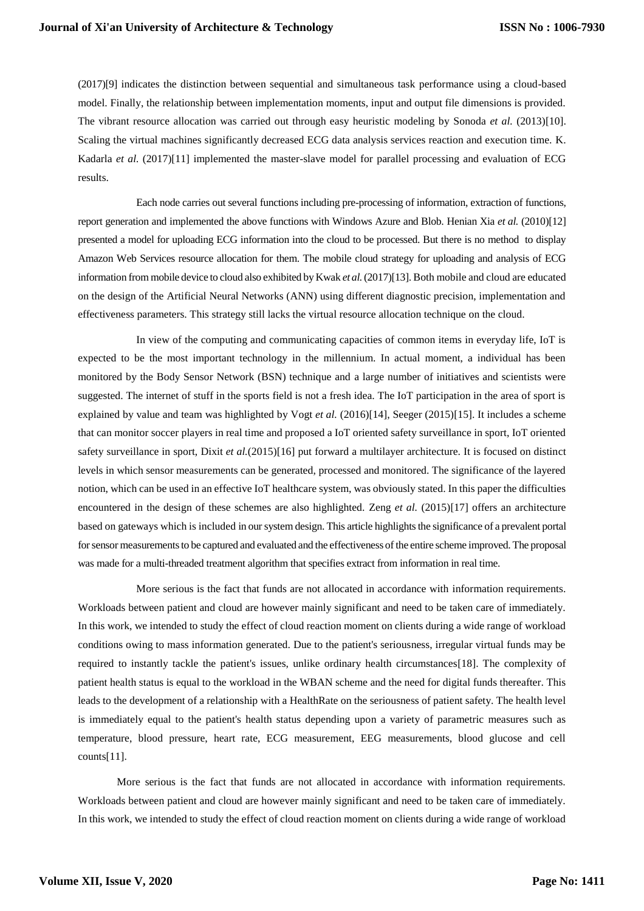(2017)[9] indicates the distinction between sequential and simultaneous task performance using a cloud-based model. Finally, the relationship between implementation moments, input and output file dimensions is provided. The vibrant resource allocation was carried out through easy heuristic modeling by Sonoda *et al.* (2013)[10]. Scaling the virtual machines significantly decreased ECG data analysis services reaction and execution time. K. Kadarla *et al.* (2017)[11] implemented the master-slave model for parallel processing and evaluation of ECG results.

Each node carries out several functions including pre-processing of information, extraction of functions, report generation and implemented the above functions with Windows Azure and Blob. Henian Xia *et al.* (2010)[12] presented a model for uploading ECG information into the cloud to be processed. But there is no method to display Amazon Web Services resource allocation for them. The mobile cloud strategy for uploading and analysis of ECG information from mobile device to cloud also exhibited by Kwak *et al.* (2017)[13]. Both mobile and cloud are educated on the design of the Artificial Neural Networks (ANN) using different diagnostic precision, implementation and effectiveness parameters. This strategy still lacks the virtual resource allocation technique on the cloud.

In view of the computing and communicating capacities of common items in everyday life, IoT is expected to be the most important technology in the millennium. In actual moment, a individual has been monitored by the Body Sensor Network (BSN) technique and a large number of initiatives and scientists were suggested. The internet of stuff in the sports field is not a fresh idea. The IoT participation in the area of sport is explained by value and team was highlighted by Vogt *et al.* (2016)[14], Seeger (2015)[15]. It includes a scheme that can monitor soccer players in real time and proposed a IoT oriented safety surveillance in sport, IoT oriented safety surveillance in sport, Dixit *et al.*(2015)[16] put forward a multilayer architecture. It is focused on distinct levels in which sensor measurements can be generated, processed and monitored. The significance of the layered notion, which can be used in an effective IoT healthcare system, was obviously stated. In this paper the difficulties encountered in the design of these schemes are also highlighted. Zeng *et al.* (2015)[17] offers an architecture based on gateways which is included in our system design. This article highlights the significance of a prevalent portal for sensor measurements to be captured and evaluated and the effectiveness of the entire scheme improved. The proposal was made for a multi-threaded treatment algorithm that specifies extract from information in real time.

More serious is the fact that funds are not allocated in accordance with information requirements. Workloads between patient and cloud are however mainly significant and need to be taken care of immediately. In this work, we intended to study the effect of cloud reaction moment on clients during a wide range of workload conditions owing to mass information generated. Due to the patient's seriousness, irregular virtual funds may be required to instantly tackle the patient's issues, unlike ordinary health circumstances[18]. The complexity of patient health status is equal to the workload in the WBAN scheme and the need for digital funds thereafter. This leads to the development of a relationship with a HealthRate on the seriousness of patient safety. The health level is immediately equal to the patient's health status depending upon a variety of parametric measures such as temperature, blood pressure, heart rate, ECG measurement, EEG measurements, blood glucose and cell counts[11].

More serious is the fact that funds are not allocated in accordance with information requirements. Workloads between patient and cloud are however mainly significant and need to be taken care of immediately. In this work, we intended to study the effect of cloud reaction moment on clients during a wide range of workload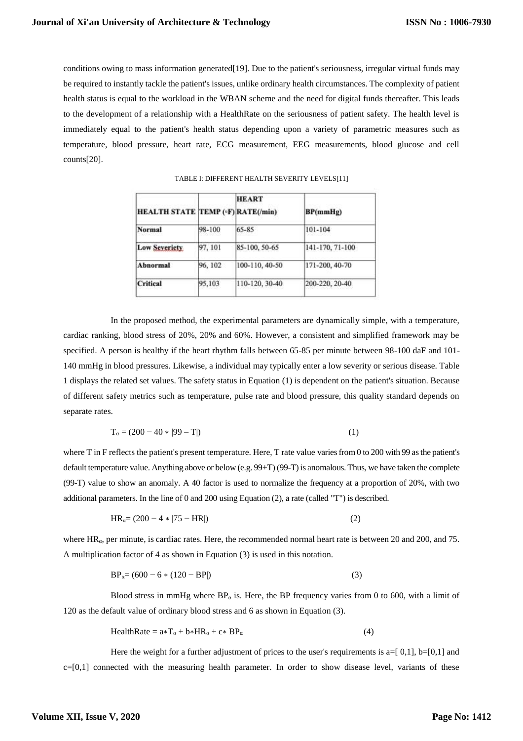conditions owing to mass information generated[19]. Due to the patient's seriousness, irregular virtual funds may be required to instantly tackle the patient's issues, unlike ordinary health circumstances. The complexity of patient health status is equal to the workload in the WBAN scheme and the need for digital funds thereafter. This leads to the development of a relationship with a HealthRate on the seriousness of patient safety. The health level is immediately equal to the patient's health status depending upon a variety of parametric measures such as temperature, blood pressure, heart rate, ECG measurement, EEG measurements, blood glucose and cell counts[20].

TABLE I: DIFFERENT HEALTH SEVERITY LEVELS[11]

| HEALTH STATE | TEMP (◦F) | HEART RATE(/min) | BP(mmHg) |
|---|---|---|---|
| Normal | 98-100 | 65-85 | 101-104 |
| Low Severiety | 97, 101 | 85-100, 50-65 | 141-170, 71-100 |
| Abnormal | 96, 102 | 100-110, 40-50 | 171-200, 40-70 |
| Critical | 95,103 | 110-120, 30-40 | 200-220, 20-40 |

In the proposed method, the experimental parameters are dynamically simple, with a temperature, cardiac ranking, blood stress of 20%, 20% and 60%. However, a consistent and simplified framework may be specified. A person is healthy if the heart rhythm falls between 65-85 per minute between 98-100 daF and 101-140 mmHg in blood pressures. Likewise, a individual may typically enter a low severity or serious disease. Table 1 displays the related set values. The safety status in Equation (1) is dependent on the patient's situation. Because of different safety metrics such as temperature, pulse rate and blood pressure, this quality standard depends on separate rates.

$$T_{\alpha} = (200 - 40 * |99 - T|) \tag{1}$$

where T in F reflects the patient's present temperature. Here, T rate value varies from 0 to 200 with 99 as the patient's default temperature value. Anything above or below (e.g. 99+T) (99-T) is anomalous. Thus, we have taken the complete (99-T) value to show an anomaly. A 40 factor is used to normalize the frequency at a proportion of 20%, with two additional parameters. In the line of 0 and 200 using Equation (2), a rate (called "T") is described.

$$HR_{\alpha} = (200 - 4 * |75 - HR|) \tag{2}$$

where $HR_{\alpha}$, per minute, is cardiac rates. Here, the recommended normal heart rate is between 20 and 200, and 75. A multiplication factor of 4 as shown in Equation (3) is used in this notation.

$$BP_{\alpha} = (600 - 6 * (120 - BP|) \tag{3}$$

Blood stress in mmHg where $BP_{\alpha}$ is. Here, the BP frequency varies from 0 to 600, with a limit of 120 as the default value of ordinary blood stress and 6 as shown in Equation (3).

$$\text{HealthRate} = a * T_{\alpha} + b * HR_{\alpha} + c * BP_{\alpha} \tag{4}$$

Here the weight for a further adjustment of prices to the user's requirements is a=[ 0,1], b=[0,1] and c=[0,1] connected with the measuring health parameter. In order to show disease level, variants of these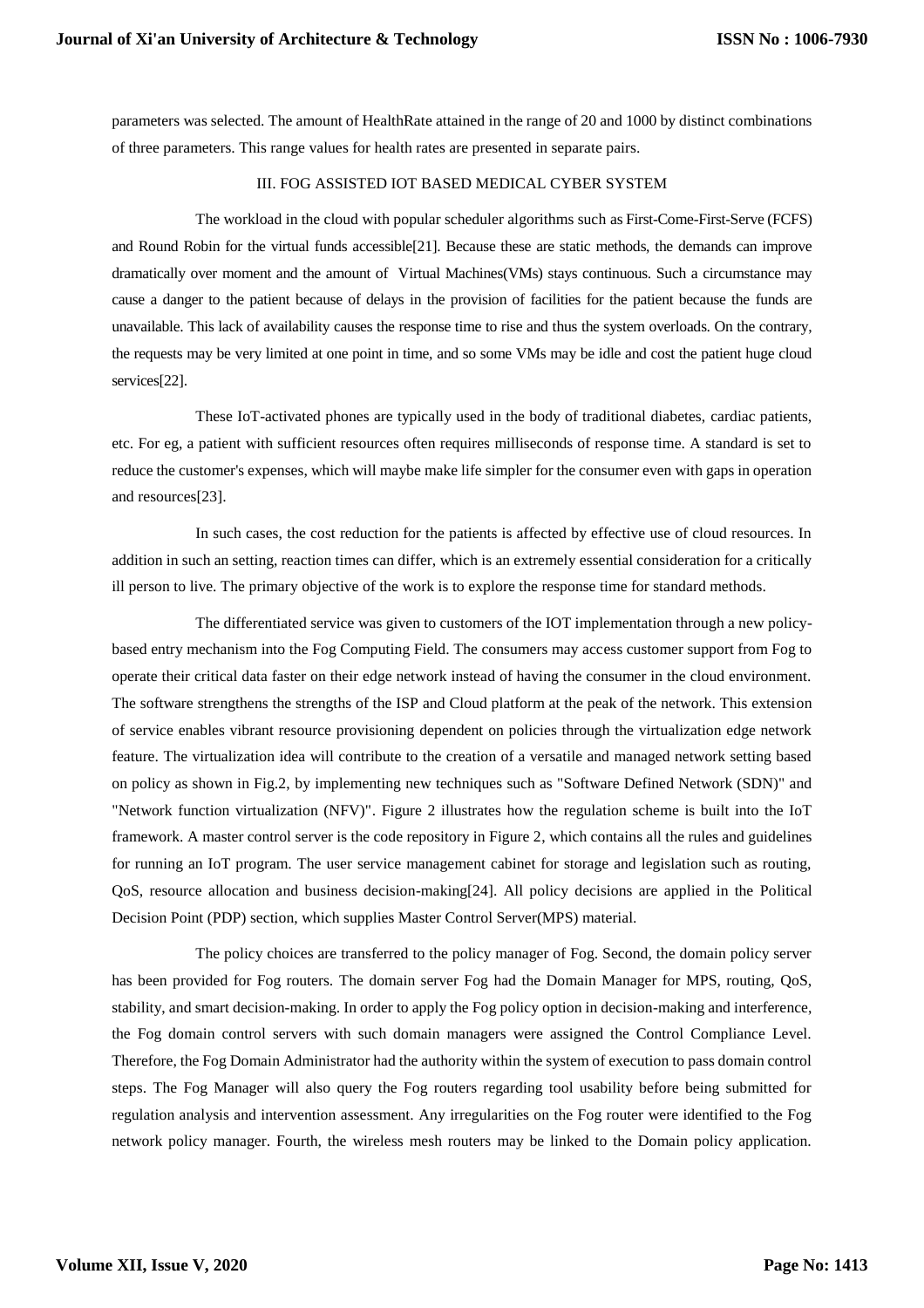parameters was selected. The amount of HealthRate attained in the range of 20 and 1000 by distinct combinations of three parameters. This range values for health rates are presented in separate pairs.

## III. FOG ASSISTED IOT BASED MEDICAL CYBER SYSTEM

The workload in the cloud with popular scheduler algorithms such as First-Come-First-Serve (FCFS) and Round Robin for the virtual funds accessible[21]. Because these are static methods, the demands can improve dramatically over moment and the amount of Virtual Machines(VMs) stays continuous. Such a circumstance may cause a danger to the patient because of delays in the provision of facilities for the patient because the funds are unavailable. This lack of availability causes the response time to rise and thus the system overloads. On the contrary, the requests may be very limited at one point in time, and so some VMs may be idle and cost the patient huge cloud services[22].

These IoT-activated phones are typically used in the body of traditional diabetes, cardiac patients, etc. For eg, a patient with sufficient resources often requires milliseconds of response time. A standard is set to reduce the customer's expenses, which will maybe make life simpler for the consumer even with gaps in operation and resources[23].

In such cases, the cost reduction for the patients is affected by effective use of cloud resources. In addition in such an setting, reaction times can differ, which is an extremely essential consideration for a critically ill person to live. The primary objective of the work is to explore the response time for standard methods.

The differentiated service was given to customers of the IOT implementation through a new policy-based entry mechanism into the Fog Computing Field. The consumers may access customer support from Fog to operate their critical data faster on their edge network instead of having the consumer in the cloud environment. The software strengthens the strengths of the ISP and Cloud platform at the peak of the network. This extension of service enables vibrant resource provisioning dependent on policies through the virtualization edge network feature. The virtualization idea will contribute to the creation of a versatile and managed network setting based on policy as shown in Fig.2, by implementing new techniques such as "Software Defined Network (SDN)" and "Network function virtualization (NFV)". Figure 2 illustrates how the regulation scheme is built into the IoT framework. A master control server is the code repository in Figure 2, which contains all the rules and guidelines for running an IoT program. The user service management cabinet for storage and legislation such as routing, QoS, resource allocation and business decision-making[24]. All policy decisions are applied in the Political Decision Point (PDP) section, which supplies Master Control Server(MPS) material.

The policy choices are transferred to the policy manager of Fog. Second, the domain policy server has been provided for Fog routers. The domain server Fog had the Domain Manager for MPS, routing, QoS, stability, and smart decision-making. In order to apply the Fog policy option in decision-making and interference, the Fog domain control servers with such domain managers were assigned the Control Compliance Level. Therefore, the Fog Domain Administrator had the authority within the system of execution to pass domain control steps. The Fog Manager will also query the Fog routers regarding tool usability before being submitted for regulation analysis and intervention assessment. Any irregularities on the Fog router were identified to the Fog network policy manager. Fourth, the wireless mesh routers may be linked to the Domain policy application.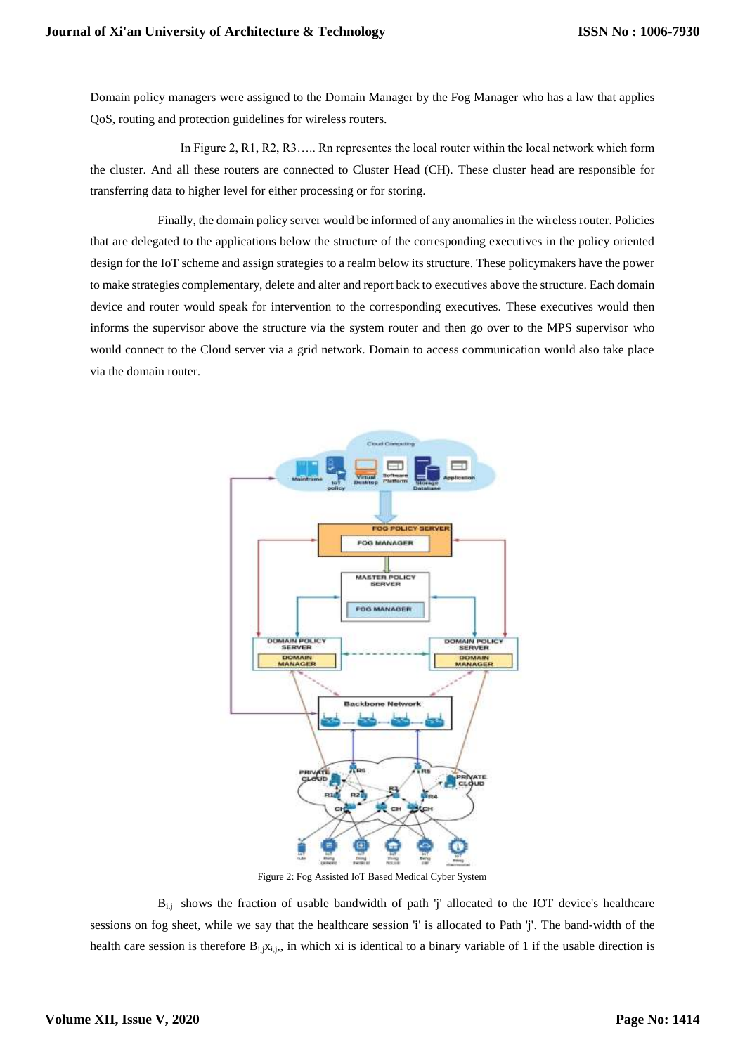Domain policy managers were assigned to the Domain Manager by the Fog Manager who has a law that applies QoS, routing and protection guidelines for wireless routers.

In Figure 2, R1, R2, R3….. Rn representes the local router within the local network which form the cluster. And all these routers are connected to Cluster Head (CH). These cluster head are responsible for transferring data to higher level for either processing or for storing.

Finally, the domain policy server would be informed of any anomalies in the wireless router. Policies that are delegated to the applications below the structure of the corresponding executives in the policy oriented design for the IoT scheme and assign strategies to a realm below its structure. These policymakers have the power to make strategies complementary, delete and alter and report back to executives above the structure. Each domain device and router would speak for intervention to the corresponding executives. These executives would then informs the supervisor above the structure via the system router and then go over to the MPS supervisor who would connect to the Cloud server via a grid network. Domain to access communication would also take place via the domain router.

Figure 2: Fog Assisted IoT Based Medical Cyber System

$B_{i,j}$ shows the fraction of usable bandwidth of path 'j' allocated to the IOT device's healthcare sessions on fog sheet, while we say that the healthcare session 'i' is allocated to Path 'j'. The band-width of the health care session is therefore $B_{i,j}x_{i,j}$, in which xi is identical to a binary variable of 1 if the usable direction is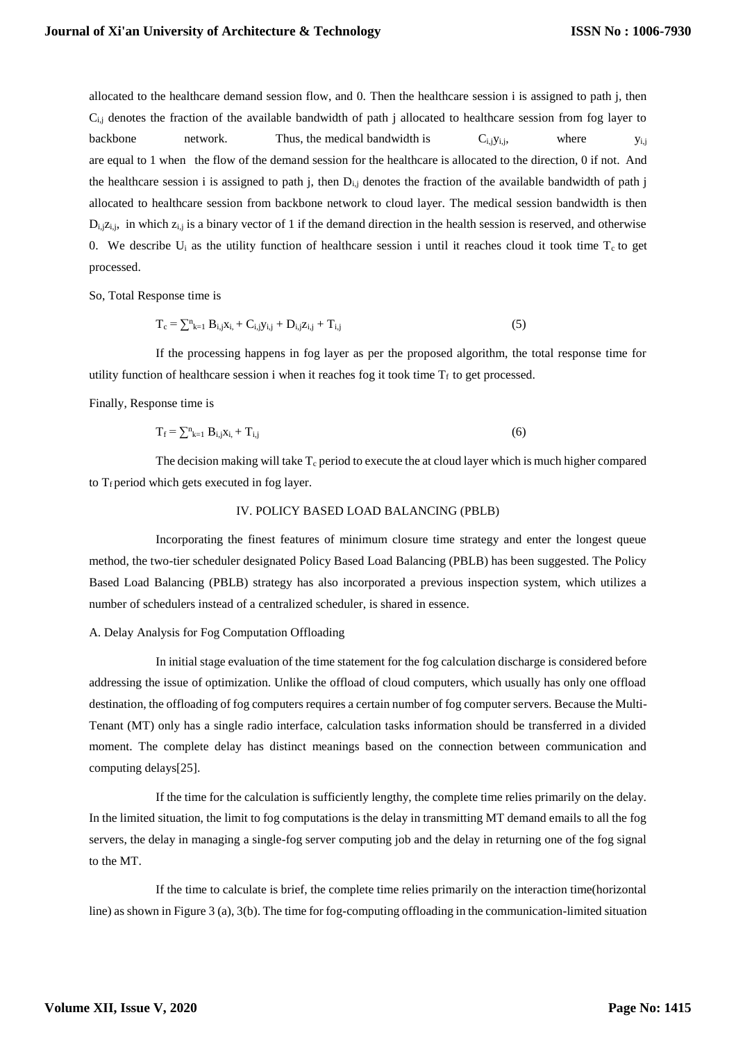allocated to the healthcare demand session flow, and 0. Then the healthcare session i is assigned to path j, then $C_{i,j}$ denotes the fraction of the available bandwidth of path j allocated to healthcare session from fog layer to backbone network. Thus, the medical bandwidth is $C_{i,j}y_{i,j}$, where $y_{i,j}$ are equal to 1 when the flow of the demand session for the healthcare is allocated to the direction, 0 if not. And the healthcare session i is assigned to path j, then $D_{i,j}$ denotes the fraction of the available bandwidth of path j allocated to healthcare session from backbone network to cloud layer. The medical session bandwidth is then $D_{i,j}z_{i,j}$, in which $z_{i,j}$ is a binary vector of 1 if the demand direction in the health session is reserved, and otherwise 0. We describe $U_i$ as the utility function of healthcare session i until it reaches cloud it took time $T_c$ to get processed.

So, Total Response time is

$$T_c = \sum_{k=1}^{n} B_{i,j}x_{i,} + C_{i,j}y_{i,j} + D_{i,j}z_{i,j} + T_{i,j} \tag{5}$$

If the processing happens in fog layer as per the proposed algorithm, the total response time for utility function of healthcare session i when it reaches fog it took time $T_f$ to get processed.

Finally, Response time is

$$T_f = \sum_{k=1}^{n} B_{i,j}x_{i,} + T_{i,j} \tag{6}$$

The decision making will take $T_c$ period to execute the at cloud layer which is much higher compared to $T_f$ period which gets executed in fog layer.

## IV. POLICY BASED LOAD BALANCING (PBLB)

Incorporating the finest features of minimum closure time strategy and enter the longest queue method, the two-tier scheduler designated Policy Based Load Balancing (PBLB) has been suggested. The Policy Based Load Balancing (PBLB) strategy has also incorporated a previous inspection system, which utilizes a number of schedulers instead of a centralized scheduler, is shared in essence.

### A. Delay Analysis for Fog Computation Offloading

In initial stage evaluation of the time statement for the fog calculation discharge is considered before addressing the issue of optimization. Unlike the offload of cloud computers, which usually has only one offload destination, the offloading of fog computers requires a certain number of fog computer servers. Because the Multi-Tenant (MT) only has a single radio interface, calculation tasks information should be transferred in a divided moment. The complete delay has distinct meanings based on the connection between communication and computing delays[25].

If the time for the calculation is sufficiently lengthy, the complete time relies primarily on the delay. In the limited situation, the limit to fog computations is the delay in transmitting MT demand emails to all the fog servers, the delay in managing a single-fog server computing job and the delay in returning one of the fog signal to the MT.

If the time to calculate is brief, the complete time relies primarily on the interaction time(horizontal line) as shown in Figure 3 (a), 3(b). The time for fog-computing offloading in the communication-limited situation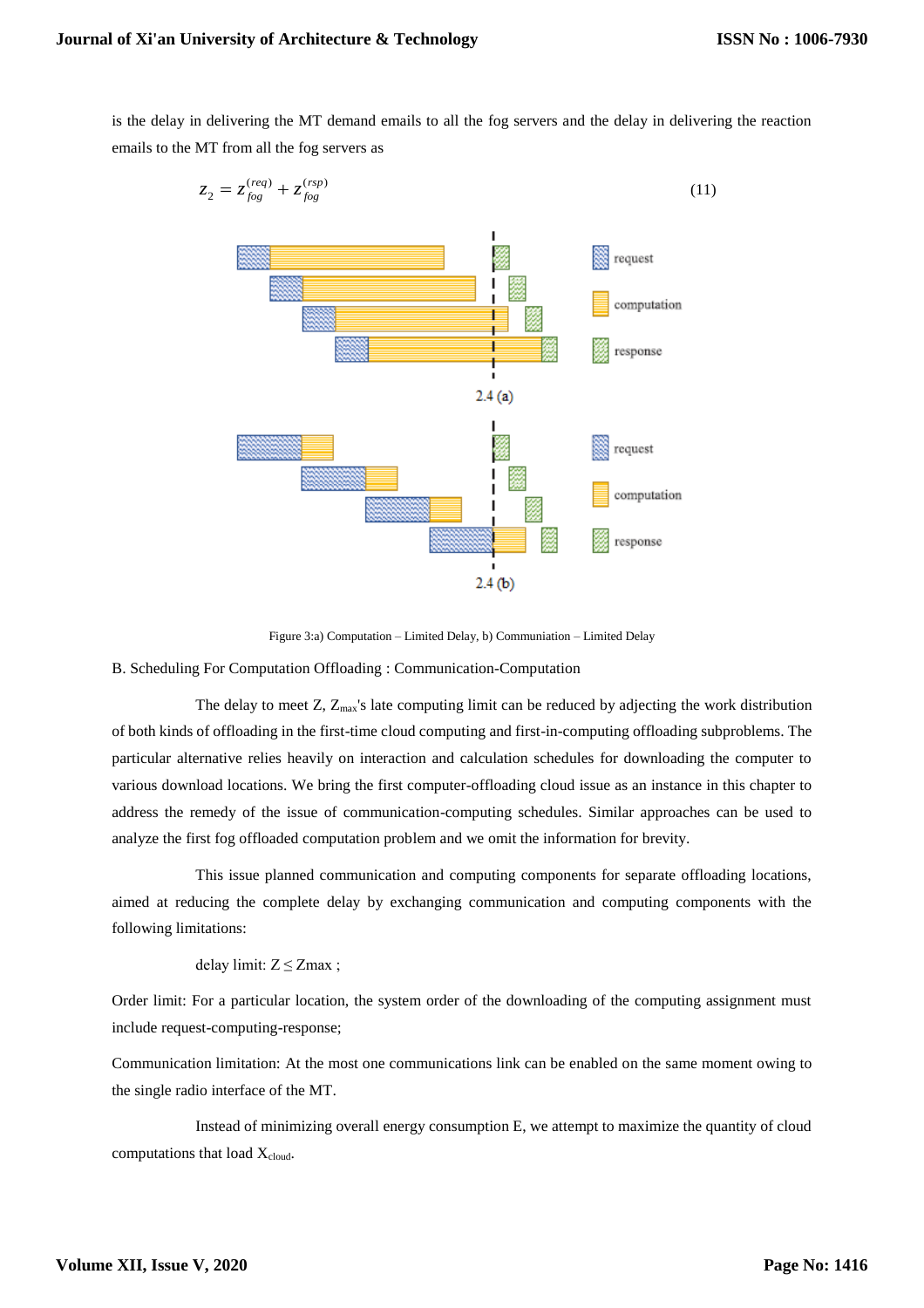is the delay in delivering the MT demand emails to all the fog servers and the delay in delivering the reaction emails to the MT from all the fog servers as

$$z_2 = z_{fog}^{(req)} + z_{fog}^{(rsp)} \tag{11}$$

Figure 3:a) Computation – Limited Delay, b) Communiation – Limited Delay

B. Scheduling For Computation Offloading : Communication-Computation

The delay to meet Z, $Z_{max}$'s late computing limit can be reduced by adjecting the work distribution of both kinds of offloading in the first-time cloud computing and first-in-computing offloading subproblems. The particular alternative relies heavily on interaction and calculation schedules for downloading the computer to various download locations. We bring the first computer-offloading cloud issue as an instance in this chapter to address the remedy of the issue of communication-computing schedules. Similar approaches can be used to analyze the first fog offloaded computation problem and we omit the information for brevity.

This issue planned communication and computing components for separate offloading locations, aimed at reducing the complete delay by exchanging communication and computing components with the following limitations:

delay limit: $Z \leq Zmax$ ;

Order limit: For a particular location, the system order of the downloading of the computing assignment must include request-computing-response;

Communication limitation: At the most one communications link can be enabled on the same moment owing to the single radio interface of the MT.

Instead of minimizing overall energy consumption E, we attempt to maximize the quantity of cloud computations that load $X_{cloud}$.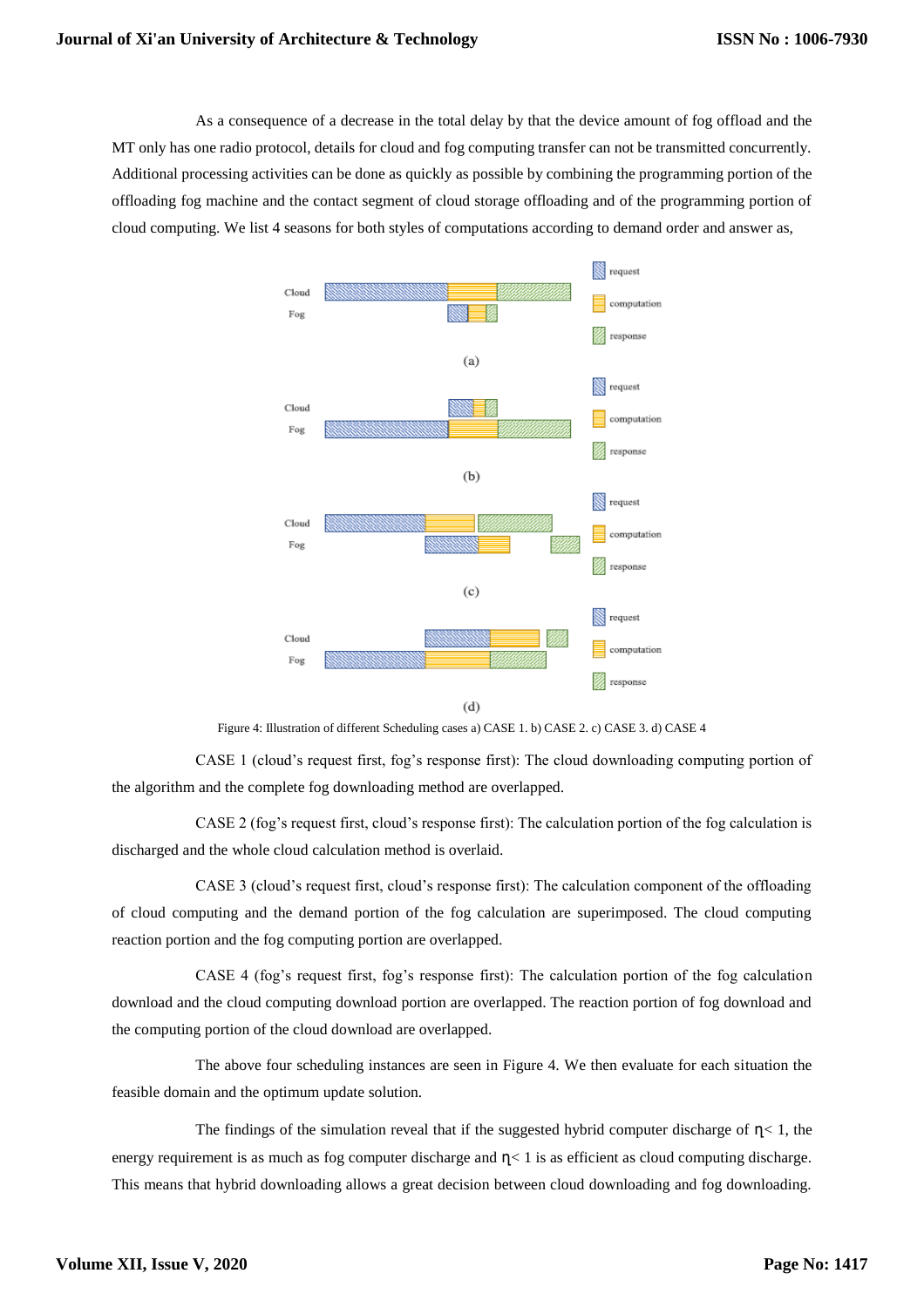As a consequence of a decrease in the total delay by that the device amount of fog offload and the MT only has one radio protocol, details for cloud and fog computing transfer can not be transmitted concurrently. Additional processing activities can be done as quickly as possible by combining the programming portion of the offloading fog machine and the contact segment of cloud storage offloading and of the programming portion of cloud computing. We list 4 seasons for both styles of computations according to demand order and answer as,

Figure 4: Illustration of different Scheduling cases a) CASE 1. b) CASE 2. c) CASE 3. d) CASE 4

CASE 1 (cloud's request first, fog's response first): The cloud downloading computing portion of the algorithm and the complete fog downloading method are overlapped.

CASE 2 (fog's request first, cloud's response first): The calculation portion of the fog calculation is discharged and the whole cloud calculation method is overlaid.

CASE 3 (cloud's request first, cloud's response first): The calculation component of the offloading of cloud computing and the demand portion of the fog calculation are superimposed. The cloud computing reaction portion and the fog computing portion are overlapped.

CASE 4 (fog's request first, fog's response first): The calculation portion of the fog calculation download and the cloud computing download portion are overlapped. The reaction portion of fog download and the computing portion of the cloud download are overlapped.

The above four scheduling instances are seen in Figure 4. We then evaluate for each situation the feasible domain and the optimum update solution.

The findings of the simulation reveal that if the suggested hybrid computer discharge of $\eta < 1$, the energy requirement is as much as fog computer discharge and $\eta < 1$ is as efficient as cloud computing discharge. This means that hybrid downloading allows a great decision between cloud downloading and fog downloading.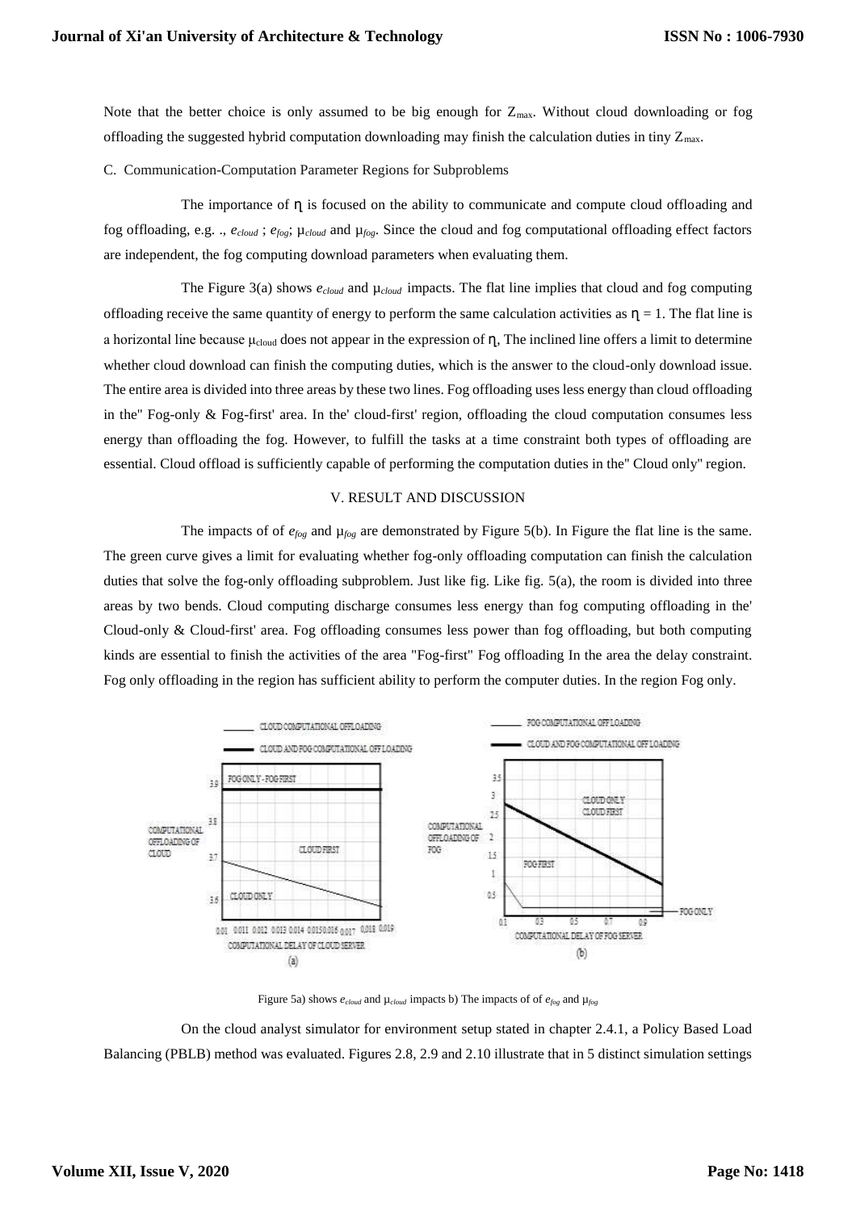Note that the better choice is only assumed to be big enough for $Z_{max}$. Without cloud downloading or fog offloading the suggested hybrid computation downloading may finish the calculation duties in tiny $Z_{max}$.

C. Communication-Computation Parameter Regions for Subproblems

The importance of ɳ is focused on the ability to communicate and compute cloud offloading and fog offloading, e.g. ., $e_{cloud}$ ; $e_{fog}$; $\mu_{cloud}$ and $\mu_{fog}$. Since the cloud and fog computational offloading effect factors are independent, the fog computing download parameters when evaluating them.

The Figure 3(a) shows $e_{cloud}$ and $\mu_{cloud}$ impacts. The flat line implies that cloud and fog computing offloading receive the same quantity of energy to perform the same calculation activities as ɳ = 1. The flat line is a horizontal line because $\mu_{cloud}$ does not appear in the expression of ɳ, The inclined line offers a limit to determine whether cloud download can finish the computing duties, which is the answer to the cloud-only download issue. The entire area is divided into three areas by these two lines. Fog offloading uses less energy than cloud offloading in the" Fog-only & Fog-first' area. In the' cloud-first' region, offloading the cloud computation consumes less energy than offloading the fog. However, to fulfill the tasks at a time constraint both types of offloading are essential. Cloud offload is sufficiently capable of performing the computation duties in the" Cloud only" region.

## V. RESULT AND DISCUSSION

The impacts of of $e_{fog}$ and $\mu_{fog}$ are demonstrated by Figure 5(b). In Figure the flat line is the same. The green curve gives a limit for evaluating whether fog-only offloading computation can finish the calculation duties that solve the fog-only offloading subproblem. Just like fig. Like fig. 5(a), the room is divided into three areas by two bends. Cloud computing discharge consumes less energy than fog computing offloading in the' Cloud-only & Cloud-first' area. Fog offloading consumes less power than fog offloading, but both computing kinds are essential to finish the activities of the area "Fog-first" Fog offloading In the area the delay constraint. Fog only offloading in the region has sufficient ability to perform the computer duties. In the region Fog only.

Figure 5a) shows $e_{cloud}$ and $\mu_{cloud}$ impacts b) The impacts of of $e_{fog}$ and $\mu_{fog}$

On the cloud analyst simulator for environment setup stated in chapter 2.4.1, a Policy Based Load Balancing (PBLB) method was evaluated. Figures 2.8, 2.9 and 2.10 illustrate that in 5 distinct simulation settings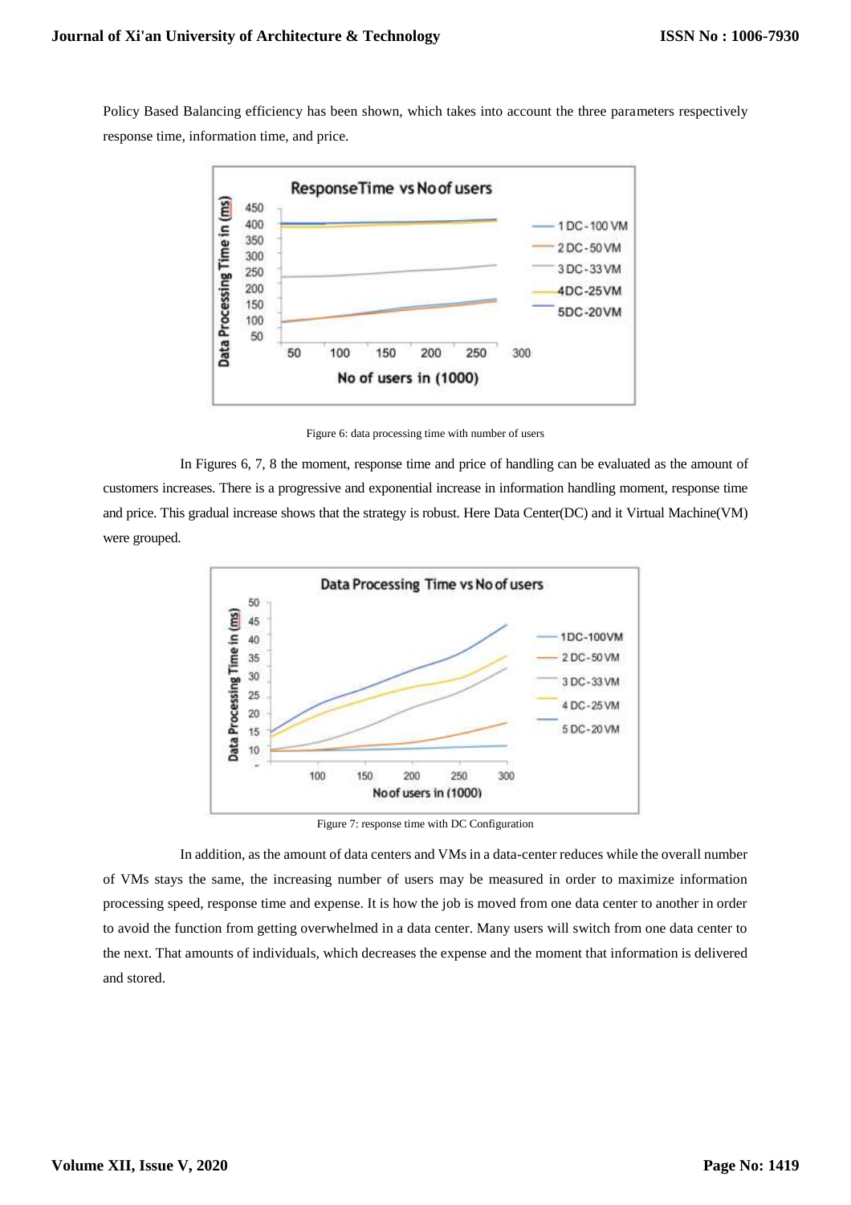Policy Based Balancing efficiency has been shown, which takes into account the three parameters respectively response time, information time, and price.

Figure 6: data processing time with number of users

In Figures 6, 7, 8 the moment, response time and price of handling can be evaluated as the amount of customers increases. There is a progressive and exponential increase in information handling moment, response time and price. This gradual increase shows that the strategy is robust. Here Data Center(DC) and it Virtual Machine(VM) were grouped.

Figure 7: response time with DC Configuration

In addition, as the amount of data centers and VMs in a data-center reduces while the overall number of VMs stays the same, the increasing number of users may be measured in order to maximize information processing speed, response time and expense. It is how the job is moved from one data center to another in order to avoid the function from getting overwhelmed in a data center. Many users will switch from one data center to the next. That amounts of individuals, which decreases the expense and the moment that information is delivered and stored.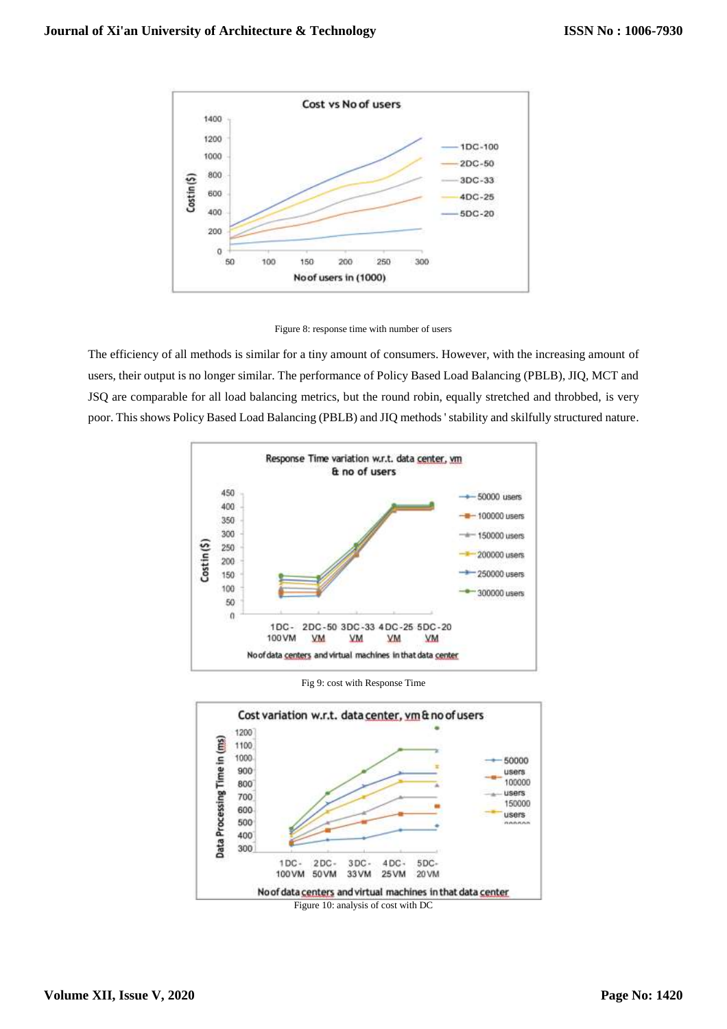Figure 8: response time with number of users

The efficiency of all methods is similar for a tiny amount of consumers. However, with the increasing amount of users, their output is no longer similar. The performance of Policy Based Load Balancing (PBLB), JIQ, MCT and JSQ are comparable for all load balancing metrics, but the round robin, equally stretched and throbbed, is very poor. This shows Policy Based Load Balancing (PBLB) and JIQ methods ' stability and skilfully structured nature.

Fig 9: cost with Response Time

Figure 10: analysis of cost with DC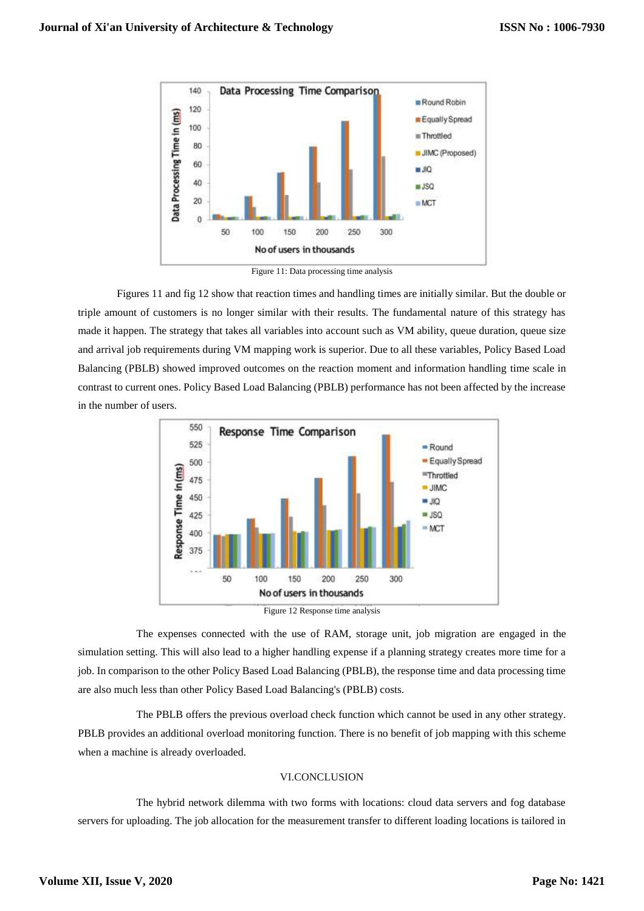Figure 11: Data processing time analysis

Figures 11 and fig 12 show that reaction times and handling times are initially similar. But the double or triple amount of customers is no longer similar with their results. The fundamental nature of this strategy has made it happen. The strategy that takes all variables into account such as VM ability, queue duration, queue size and arrival job requirements during VM mapping work is superior. Due to all these variables, Policy Based Load Balancing (PBLB) showed improved outcomes on the reaction moment and information handling time scale in contrast to current ones. Policy Based Load Balancing (PBLB) performance has not been affected by the increase in the number of users.

Figure 12 Response time analysis

The expenses connected with the use of RAM, storage unit, job migration are engaged in the simulation setting. This will also lead to a higher handling expense if a planning strategy creates more time for a job. In comparison to the other Policy Based Load Balancing (PBLB), the response time and data processing time are also much less than other Policy Based Load Balancing's (PBLB) costs.

The PBLB offers the previous overload check function which cannot be used in any other strategy. PBLB provides an additional overload monitoring function. There is no benefit of job mapping with this scheme when a machine is already overloaded.

## VI.CONCLUSION

The hybrid network dilemma with two forms with locations: cloud data servers and fog database servers for uploading. The job allocation for the measurement transfer to different loading locations is tailored in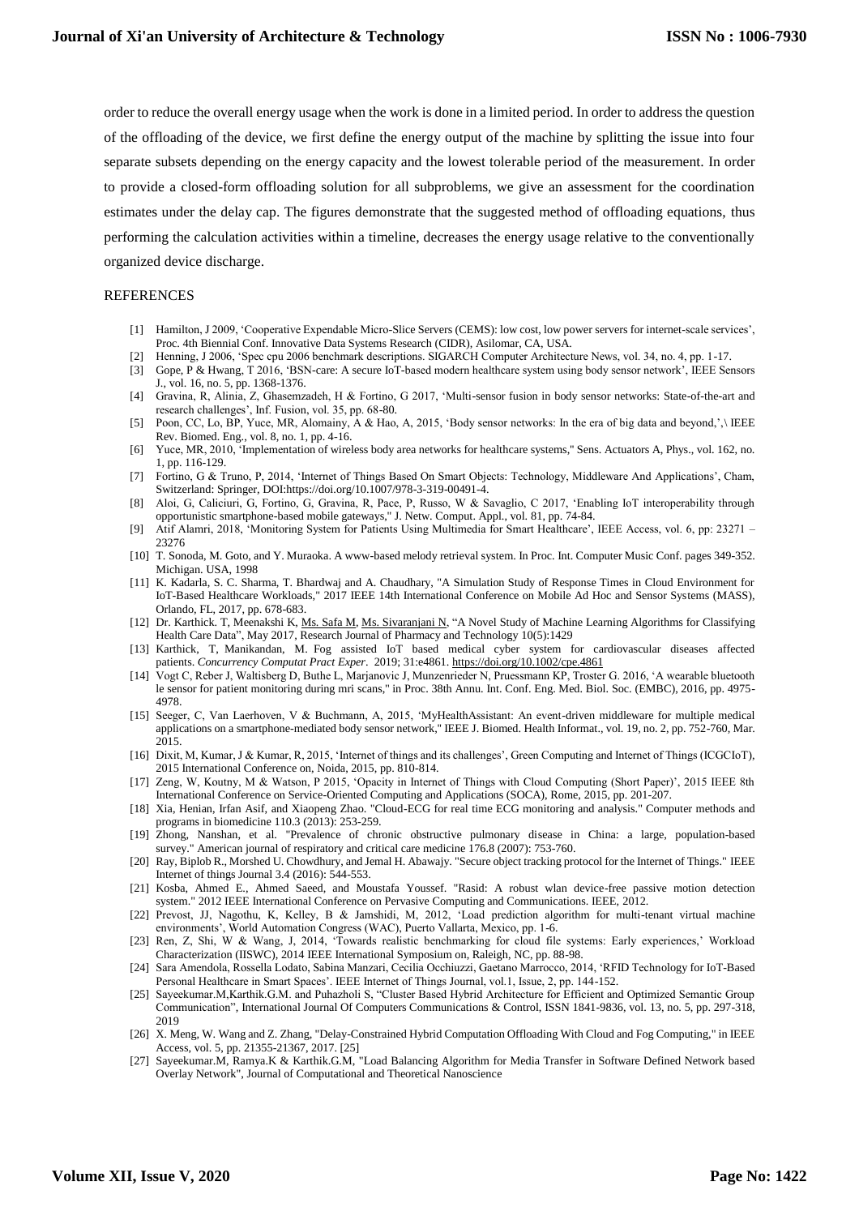order to reduce the overall energy usage when the work is done in a limited period. In order to address the question of the offloading of the device, we first define the energy output of the machine by splitting the issue into four separate subsets depending on the energy capacity and the lowest tolerable period of the measurement. In order to provide a closed-form offloading solution for all subproblems, we give an assessment for the coordination estimates under the delay cap. The figures demonstrate that the suggested method of offloading equations, thus performing the calculation activities within a timeline, decreases the energy usage relative to the conventionally organized device discharge.

## REFERENCES

[1] Hamilton, J 2009, 'Cooperative Expendable Micro-Slice Servers (CEMS): low cost, low power servers for internet-scale services', Proc. 4th Biennial Conf. Innovative Data Systems Research (CIDR), Asilomar, CA, USA.

[2] Henning, J 2006, 'Spec cpu 2006 benchmark descriptions. SIGARCH Computer Architecture News, vol. 34, no. 4, pp. 1-17.

[3] Gope, P & Hwang, T 2016, 'BSN-care: A secure IoT-based modern healthcare system using body sensor network', IEEE Sensors J., vol. 16, no. 5, pp. 1368-1376.

[4] Gravina, R, Alinia, Z, Ghasemzadeh, H & Fortino, G 2017, 'Multi-sensor fusion in body sensor networks: State-of-the-art and research challenges', Inf. Fusion, vol. 35, pp. 68-80.

[5] Poon, CC, Lo, BP, Yuce, MR, Alomainy, A & Hao, A, 2015, 'Body sensor networks: In the era of big data and beyond,',\ IEEE Rev. Biomed. Eng., vol. 8, no. 1, pp. 4-16.

[6] Yuce, MR, 2010, 'Implementation of wireless body area networks for healthcare systems," Sens. Actuators A, Phys., vol. 162, no. 1, pp. 116-129.

[7] Fortino, G & Truno, P, 2014, 'Internet of Things Based On Smart Objects: Technology, Middleware And Applications', Cham, Switzerland: Springer, DOI:https://doi.org/10.1007/978-3-319-00491-4.

[8] Aloi, G, Caliciuri, G, Fortino, G, Gravina, R, Pace, P, Russo, W & Savaglio, C 2017, 'Enabling IoT interoperability through opportunistic smartphone-based mobile gateways," J. Netw. Comput. Appl., vol. 81, pp. 74-84.

[9] Atif Alamri, 2018, 'Monitoring System for Patients Using Multimedia for Smart Healthcare', IEEE Access, vol. 6, pp: 23271 – 23276

[10] T. Sonoda, M. Goto, and Y. Muraoka. A www-based melody retrieval system. In Proc. Int. Computer Music Conf. pages 349-352. Michigan. USA, 1998

[11] K. Kadarla, S. C. Sharma, T. Bhardwaj and A. Chaudhary, "A Simulation Study of Response Times in Cloud Environment for IoT-Based Healthcare Workloads," 2017 IEEE 14th International Conference on Mobile Ad Hoc and Sensor Systems (MASS), Orlando, FL, 2017, pp. 678-683.

[12] Dr. Karthick. T, Meenakshi K, Ms. Safa M, Ms. Sivaranjani N, "A Novel Study of Machine Learning Algorithms for Classifying Health Care Data", May 2017, Research Journal of Pharmacy and Technology 10(5):1429

[13] Karthick, T, Manikandan, M. Fog assisted IoT based medical cyber system for cardiovascular diseases affected patients. *Concurrency Computat Pract Exper*. 2019; 31:e4861. https://doi.org/10.1002/cpe.4861

[14] Vogt C, Reber J, Waltisberg D, Buthe L, Marjanovic J, Munzenrieder N, Pruessmann KP, Troster G. 2016, 'A wearable bluetooth le sensor for patient monitoring during mri scans," in Proc. 38th Annu. Int. Conf. Eng. Med. Biol. Soc. (EMBC), 2016, pp. 4975-4978.

[15] Seeger, C, Van Laerhoven, V & Buchmann, A, 2015, 'MyHealthAssistant: An event-driven middleware for multiple medical applications on a smartphone-mediated body sensor network," IEEE J. Biomed. Health Informat., vol. 19, no. 2, pp. 752-760, Mar. 2015.

[16] Dixit, M, Kumar, J & Kumar, R, 2015, 'Internet of things and its challenges', Green Computing and Internet of Things (ICGCIoT), 2015 International Conference on, Noida, 2015, pp. 810-814.

[17] Zeng, W, Koutny, M & Watson, P 2015, 'Opacity in Internet of Things with Cloud Computing (Short Paper)', 2015 IEEE 8th International Conference on Service-Oriented Computing and Applications (SOCA), Rome, 2015, pp. 201-207.

[18] Xia, Henian, Irfan Asif, and Xiaopeng Zhao. "Cloud-ECG for real time ECG monitoring and analysis." Computer methods and programs in biomedicine 110.3 (2013): 253-259.

[19] Zhong, Nanshan, et al. "Prevalence of chronic obstructive pulmonary disease in China: a large, population-based survey." American journal of respiratory and critical care medicine 176.8 (2007): 753-760.

[20] Ray, Biplob R., Morshed U. Chowdhury, and Jemal H. Abawajy. "Secure object tracking protocol for the Internet of Things." IEEE Internet of things Journal 3.4 (2016): 544-553.

[21] Kosba, Ahmed E., Ahmed Saeed, and Moustafa Youssef. "Rasid: A robust wlan device-free passive motion detection system." 2012 IEEE International Conference on Pervasive Computing and Communications. IEEE, 2012.

[22] Prevost, JJ, Nagothu, K, Kelley, B & Jamshidi, M, 2012, 'Load prediction algorithm for multi-tenant virtual machine environments', World Automation Congress (WAC), Puerto Vallarta, Mexico, pp. 1-6.

[23] Ren, Z, Shi, W & Wang, J, 2014, 'Towards realistic benchmarking for cloud file systems: Early experiences,' Workload Characterization (IISWC), 2014 IEEE International Symposium on, Raleigh, NC, pp. 88-98.

[24] Sara Amendola, Rossella Lodato, Sabina Manzari, Cecilia Occhiuzzi, Gaetano Marrocco, 2014, 'RFID Technology for IoT-Based Personal Healthcare in Smart Spaces'. IEEE Internet of Things Journal, vol.1, Issue, 2, pp. 144-152.

[25] Sayeekumar.M,Karthik.G.M. and Puhazholi S, "Cluster Based Hybrid Architecture for Efficient and Optimized Semantic Group Communication", International Journal Of Computers Communications & Control, ISSN 1841-9836, vol. 13, no. 5, pp. 297-318, 2019

[26] X. Meng, W. Wang and Z. Zhang, "Delay-Constrained Hybrid Computation Offloading With Cloud and Fog Computing," in IEEE Access, vol. 5, pp. 21355-21367, 2017. [25]

[27] Sayeekumar.M, Ramya.K & Karthik.G.M, "Load Balancing Algorithm for Media Transfer in Software Defined Network based Overlay Network", Journal of Computational and Theoretical Nanoscience